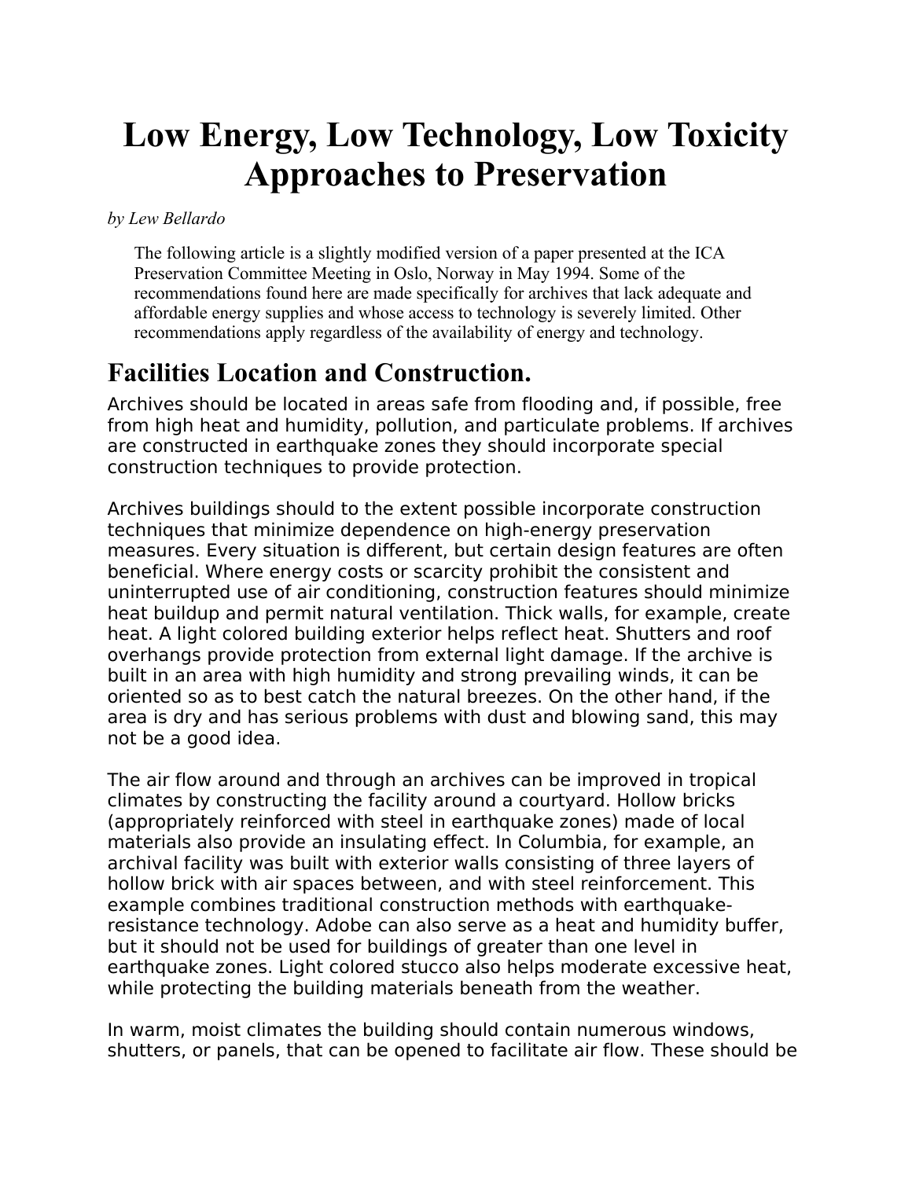# Low Energy, Low Technology, Low Toxicity Approaches to Preservation

*by Lew Bellardo*

> The following article is a slightly modified version of a paper presented at the ICA Preservation Committee Meeting in Oslo, Norway in May 1994. Some of the recommendations found here are made specifically for archives that lack adequate and affordable energy supplies and whose access to technology is severely limited. Other recommendations apply regardless of the availability of energy and technology.

## Facilities Location and Construction.

Archives should be located in areas safe from flooding and, if possible, free from high heat and humidity, pollution, and particulate problems. If archives are constructed in earthquake zones they should incorporate special construction techniques to provide protection.

Archives buildings should to the extent possible incorporate construction techniques that minimize dependence on high-energy preservation measures. Every situation is different, but certain design features are often beneficial. Where energy costs or scarcity prohibit the consistent and uninterrupted use of air conditioning, construction features should minimize heat buildup and permit natural ventilation. Thick walls, for example, create heat. A light colored building exterior helps reflect heat. Shutters and roof overhangs provide protection from external light damage. If the archive is built in an area with high humidity and strong prevailing winds, it can be oriented so as to best catch the natural breezes. On the other hand, if the area is dry and has serious problems with dust and blowing sand, this may not be a good idea.

The air flow around and through an archives can be improved in tropical climates by constructing the facility around a courtyard. Hollow bricks (appropriately reinforced with steel in earthquake zones) made of local materials also provide an insulating effect. In Columbia, for example, an archival facility was built with exterior walls consisting of three layers of hollow brick with air spaces between, and with steel reinforcement. This example combines traditional construction methods with earthquake-resistance technology. Adobe can also serve as a heat and humidity buffer, but it should not be used for buildings of greater than one level in earthquake zones. Light colored stucco also helps moderate excessive heat, while protecting the building materials beneath from the weather.

In warm, moist climates the building should contain numerous windows, shutters, or panels, that can be opened to facilitate air flow. These should be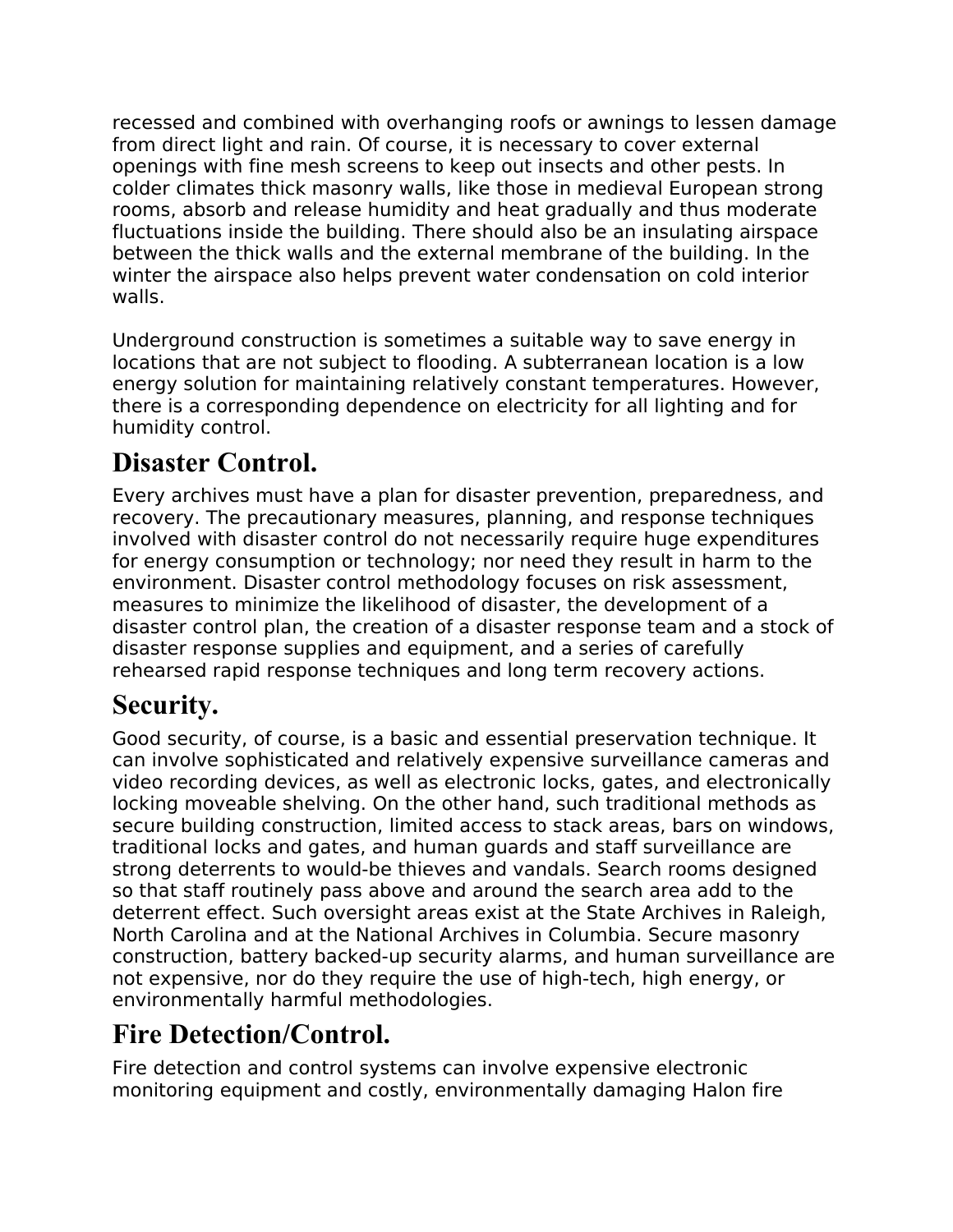recessed and combined with overhanging roofs or awnings to lessen damage from direct light and rain. Of course, it is necessary to cover external openings with fine mesh screens to keep out insects and other pests. In colder climates thick masonry walls, like those in medieval European strong rooms, absorb and release humidity and heat gradually and thus moderate fluctuations inside the building. There should also be an insulating airspace between the thick walls and the external membrane of the building. In the winter the airspace also helps prevent water condensation on cold interior walls.

Underground construction is sometimes a suitable way to save energy in locations that are not subject to flooding. A subterranean location is a low energy solution for maintaining relatively constant temperatures. However, there is a corresponding dependence on electricity for all lighting and for humidity control.

## Disaster Control.

Every archives must have a plan for disaster prevention, preparedness, and recovery. The precautionary measures, planning, and response techniques involved with disaster control do not necessarily require huge expenditures for energy consumption or technology; nor need they result in harm to the environment. Disaster control methodology focuses on risk assessment, measures to minimize the likelihood of disaster, the development of a disaster control plan, the creation of a disaster response team and a stock of disaster response supplies and equipment, and a series of carefully rehearsed rapid response techniques and long term recovery actions.

## Security.

Good security, of course, is a basic and essential preservation technique. It can involve sophisticated and relatively expensive surveillance cameras and video recording devices, as well as electronic locks, gates, and electronically locking moveable shelving. On the other hand, such traditional methods as secure building construction, limited access to stack areas, bars on windows, traditional locks and gates, and human guards and staff surveillance are strong deterrents to would-be thieves and vandals. Search rooms designed so that staff routinely pass above and around the search area add to the deterrent effect. Such oversight areas exist at the State Archives in Raleigh, North Carolina and at the National Archives in Columbia. Secure masonry construction, battery backed-up security alarms, and human surveillance are not expensive, nor do they require the use of high-tech, high energy, or environmentally harmful methodologies.

## Fire Detection/Control.

Fire detection and control systems can involve expensive electronic monitoring equipment and costly, environmentally damaging Halon fire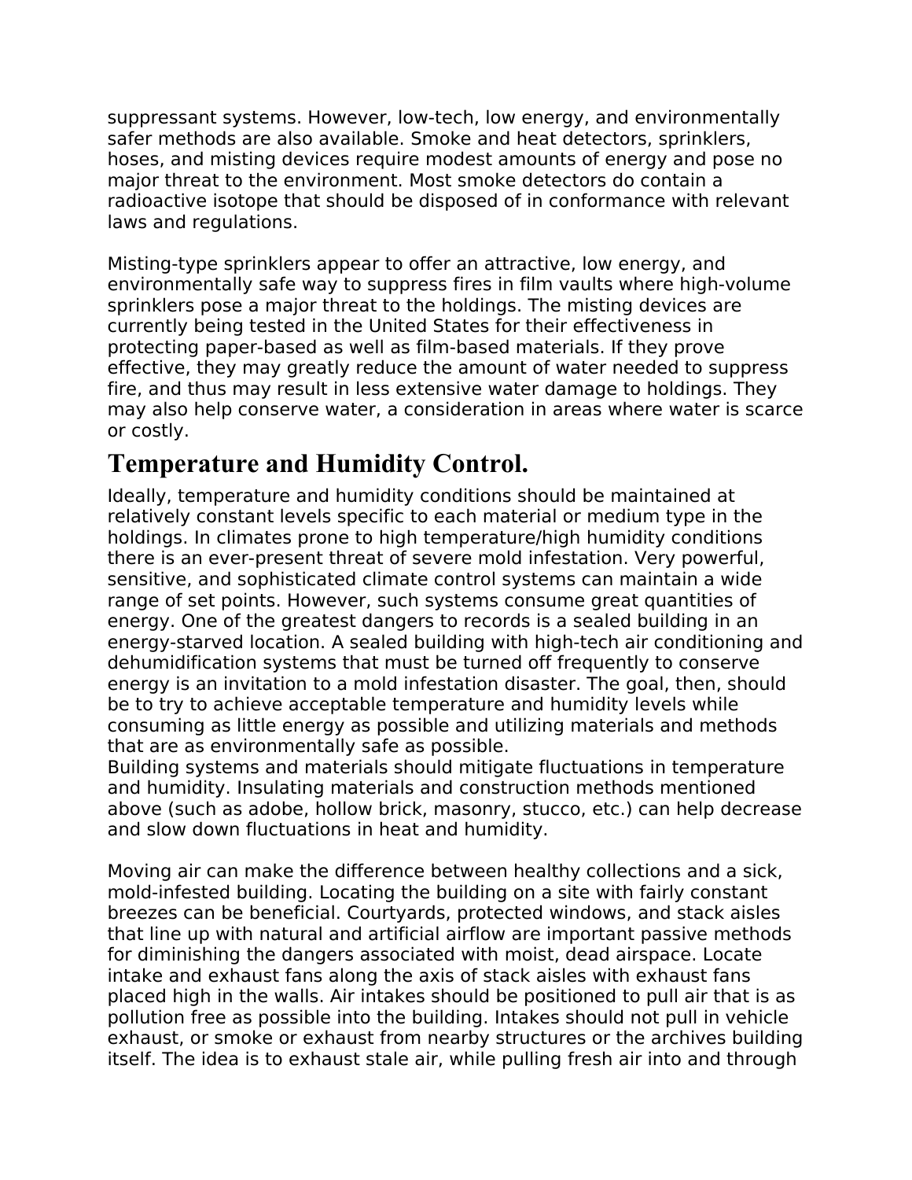suppressant systems. However, low-tech, low energy, and environmentally safer methods are also available. Smoke and heat detectors, sprinklers, hoses, and misting devices require modest amounts of energy and pose no major threat to the environment. Most smoke detectors do contain a radioactive isotope that should be disposed of in conformance with relevant laws and regulations.

Misting-type sprinklers appear to offer an attractive, low energy, and environmentally safe way to suppress fires in film vaults where high-volume sprinklers pose a major threat to the holdings. The misting devices are currently being tested in the United States for their effectiveness in protecting paper-based as well as film-based materials. If they prove effective, they may greatly reduce the amount of water needed to suppress fire, and thus may result in less extensive water damage to holdings. They may also help conserve water, a consideration in areas where water is scarce or costly.

## Temperature and Humidity Control.

Ideally, temperature and humidity conditions should be maintained at relatively constant levels specific to each material or medium type in the holdings. In climates prone to high temperature/high humidity conditions there is an ever-present threat of severe mold infestation. Very powerful, sensitive, and sophisticated climate control systems can maintain a wide range of set points. However, such systems consume great quantities of energy. One of the greatest dangers to records is a sealed building in an energy-starved location. A sealed building with high-tech air conditioning and dehumidification systems that must be turned off frequently to conserve energy is an invitation to a mold infestation disaster. The goal, then, should be to try to achieve acceptable temperature and humidity levels while consuming as little energy as possible and utilizing materials and methods that are as environmentally safe as possible.
Building systems and materials should mitigate fluctuations in temperature and humidity. Insulating materials and construction methods mentioned above (such as adobe, hollow brick, masonry, stucco, etc.) can help decrease and slow down fluctuations in heat and humidity.

Moving air can make the difference between healthy collections and a sick, mold-infested building. Locating the building on a site with fairly constant breezes can be beneficial. Courtyards, protected windows, and stack aisles that line up with natural and artificial airflow are important passive methods for diminishing the dangers associated with moist, dead airspace. Locate intake and exhaust fans along the axis of stack aisles with exhaust fans placed high in the walls. Air intakes should be positioned to pull air that is as pollution free as possible into the building. Intakes should not pull in vehicle exhaust, or smoke or exhaust from nearby structures or the archives building itself. The idea is to exhaust stale air, while pulling fresh air into and through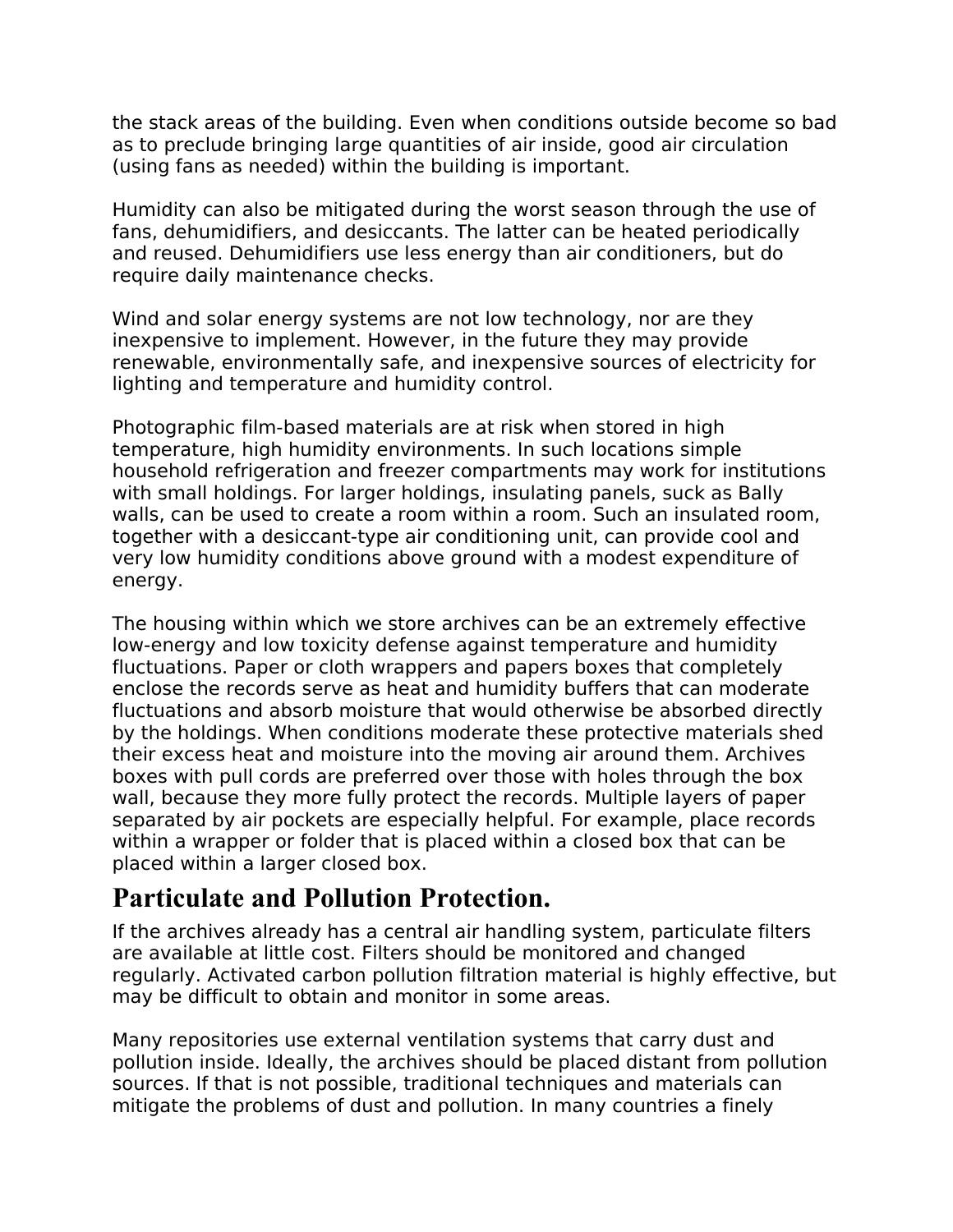the stack areas of the building. Even when conditions outside become so bad as to preclude bringing large quantities of air inside, good air circulation (using fans as needed) within the building is important.

Humidity can also be mitigated during the worst season through the use of fans, dehumidifiers, and desiccants. The latter can be heated periodically and reused. Dehumidifiers use less energy than air conditioners, but do require daily maintenance checks.

Wind and solar energy systems are not low technology, nor are they inexpensive to implement. However, in the future they may provide renewable, environmentally safe, and inexpensive sources of electricity for lighting and temperature and humidity control.

Photographic film-based materials are at risk when stored in high temperature, high humidity environments. In such locations simple household refrigeration and freezer compartments may work for institutions with small holdings. For larger holdings, insulating panels, suck as Bally walls, can be used to create a room within a room. Such an insulated room, together with a desiccant-type air conditioning unit, can provide cool and very low humidity conditions above ground with a modest expenditure of energy.

The housing within which we store archives can be an extremely effective low-energy and low toxicity defense against temperature and humidity fluctuations. Paper or cloth wrappers and papers boxes that completely enclose the records serve as heat and humidity buffers that can moderate fluctuations and absorb moisture that would otherwise be absorbed directly by the holdings. When conditions moderate these protective materials shed their excess heat and moisture into the moving air around them. Archives boxes with pull cords are preferred over those with holes through the box wall, because they more fully protect the records. Multiple layers of paper separated by air pockets are especially helpful. For example, place records within a wrapper or folder that is placed within a closed box that can be placed within a larger closed box.

## Particulate and Pollution Protection.

If the archives already has a central air handling system, particulate filters are available at little cost. Filters should be monitored and changed regularly. Activated carbon pollution filtration material is highly effective, but may be difficult to obtain and monitor in some areas.

Many repositories use external ventilation systems that carry dust and pollution inside. Ideally, the archives should be placed distant from pollution sources. If that is not possible, traditional techniques and materials can mitigate the problems of dust and pollution. In many countries a finely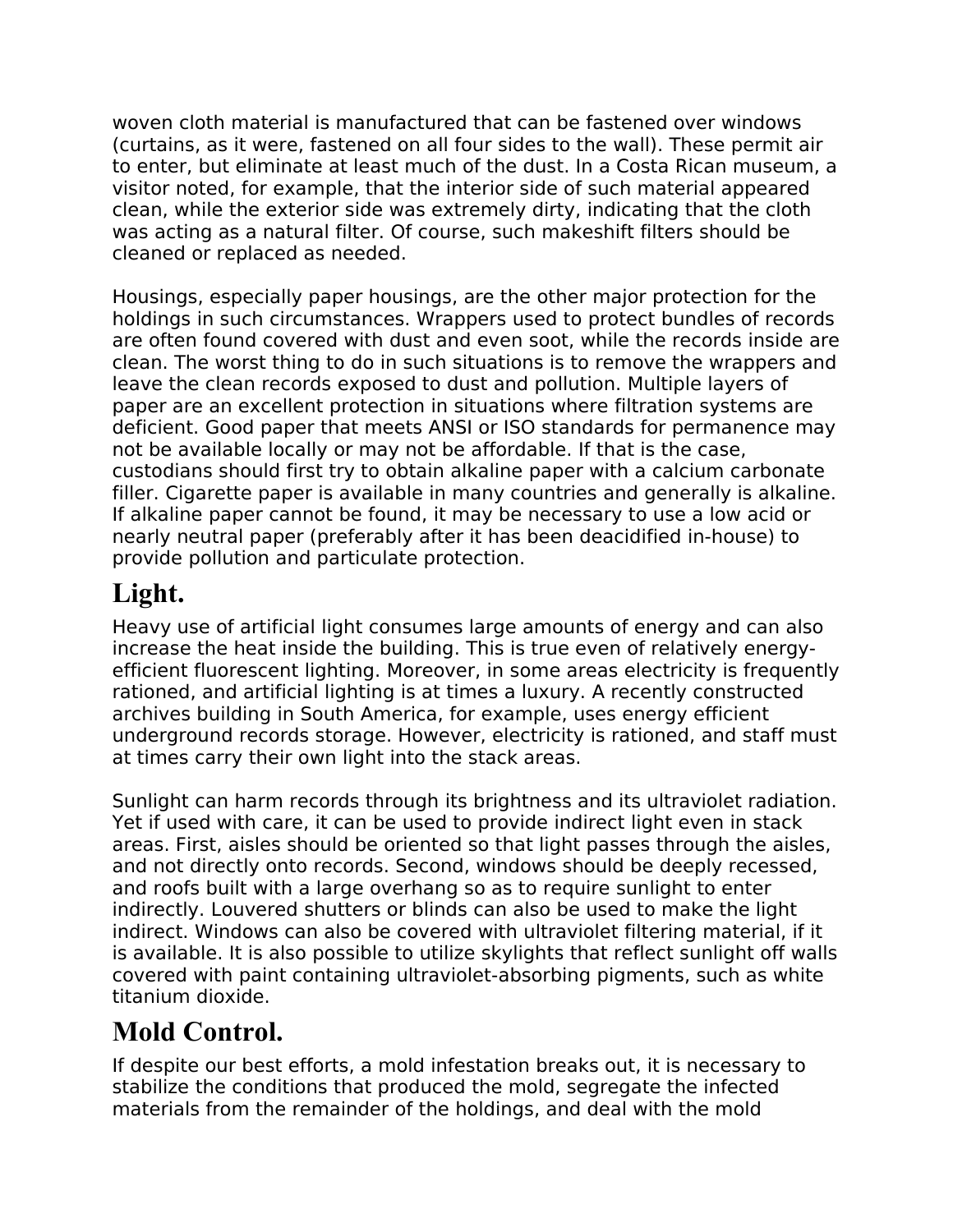woven cloth material is manufactured that can be fastened over windows (curtains, as it were, fastened on all four sides to the wall). These permit air to enter, but eliminate at least much of the dust. In a Costa Rican museum, a visitor noted, for example, that the interior side of such material appeared clean, while the exterior side was extremely dirty, indicating that the cloth was acting as a natural filter. Of course, such makeshift filters should be cleaned or replaced as needed.

Housings, especially paper housings, are the other major protection for the holdings in such circumstances. Wrappers used to protect bundles of records are often found covered with dust and even soot, while the records inside are clean. The worst thing to do in such situations is to remove the wrappers and leave the clean records exposed to dust and pollution. Multiple layers of paper are an excellent protection in situations where filtration systems are deficient. Good paper that meets ANSI or ISO standards for permanence may not be available locally or may not be affordable. If that is the case, custodians should first try to obtain alkaline paper with a calcium carbonate filler. Cigarette paper is available in many countries and generally is alkaline. If alkaline paper cannot be found, it may be necessary to use a low acid or nearly neutral paper (preferably after it has been deacidified in-house) to provide pollution and particulate protection.

## Light.

Heavy use of artificial light consumes large amounts of energy and can also increase the heat inside the building. This is true even of relatively energy-efficient fluorescent lighting. Moreover, in some areas electricity is frequently rationed, and artificial lighting is at times a luxury. A recently constructed archives building in South America, for example, uses energy efficient underground records storage. However, electricity is rationed, and staff must at times carry their own light into the stack areas.

Sunlight can harm records through its brightness and its ultraviolet radiation. Yet if used with care, it can be used to provide indirect light even in stack areas. First, aisles should be oriented so that light passes through the aisles, and not directly onto records. Second, windows should be deeply recessed, and roofs built with a large overhang so as to require sunlight to enter indirectly. Louvered shutters or blinds can also be used to make the light indirect. Windows can also be covered with ultraviolet filtering material, if it is available. It is also possible to utilize skylights that reflect sunlight off walls covered with paint containing ultraviolet-absorbing pigments, such as white titanium dioxide.

## Mold Control.

If despite our best efforts, a mold infestation breaks out, it is necessary to stabilize the conditions that produced the mold, segregate the infected materials from the remainder of the holdings, and deal with the mold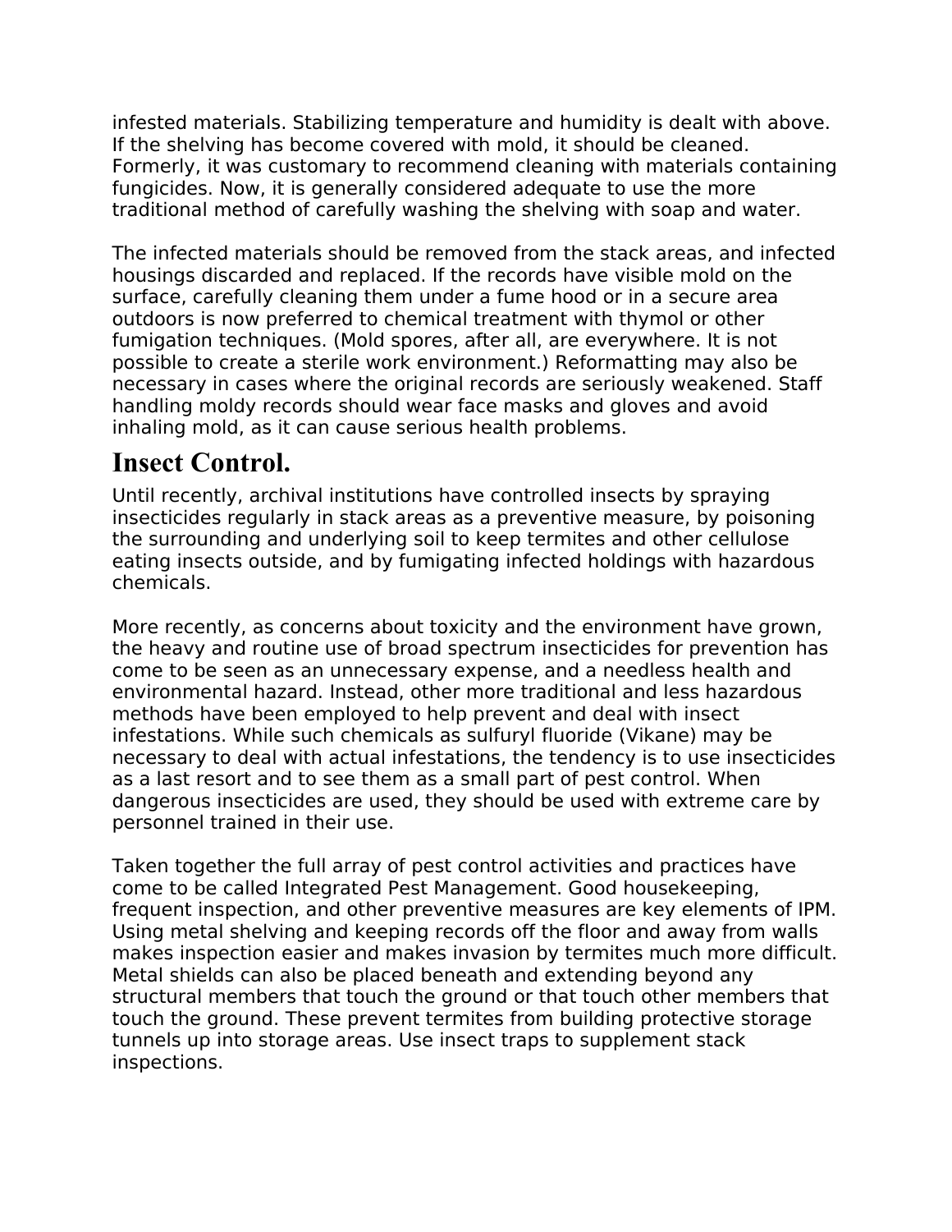infested materials. Stabilizing temperature and humidity is dealt with above. If the shelving has become covered with mold, it should be cleaned. Formerly, it was customary to recommend cleaning with materials containing fungicides. Now, it is generally considered adequate to use the more traditional method of carefully washing the shelving with soap and water.

The infected materials should be removed from the stack areas, and infected housings discarded and replaced. If the records have visible mold on the surface, carefully cleaning them under a fume hood or in a secure area outdoors is now preferred to chemical treatment with thymol or other fumigation techniques. (Mold spores, after all, are everywhere. It is not possible to create a sterile work environment.) Reformatting may also be necessary in cases where the original records are seriously weakened. Staff handling moldy records should wear face masks and gloves and avoid inhaling mold, as it can cause serious health problems.

## Insect Control.

Until recently, archival institutions have controlled insects by spraying insecticides regularly in stack areas as a preventive measure, by poisoning the surrounding and underlying soil to keep termites and other cellulose eating insects outside, and by fumigating infected holdings with hazardous chemicals.

More recently, as concerns about toxicity and the environment have grown, the heavy and routine use of broad spectrum insecticides for prevention has come to be seen as an unnecessary expense, and a needless health and environmental hazard. Instead, other more traditional and less hazardous methods have been employed to help prevent and deal with insect infestations. While such chemicals as sulfuryl fluoride (Vikane) may be necessary to deal with actual infestations, the tendency is to use insecticides as a last resort and to see them as a small part of pest control. When dangerous insecticides are used, they should be used with extreme care by personnel trained in their use.

Taken together the full array of pest control activities and practices have come to be called Integrated Pest Management. Good housekeeping, frequent inspection, and other preventive measures are key elements of IPM. Using metal shelving and keeping records off the floor and away from walls makes inspection easier and makes invasion by termites much more difficult. Metal shields can also be placed beneath and extending beyond any structural members that touch the ground or that touch other members that touch the ground. These prevent termites from building protective storage tunnels up into storage areas. Use insect traps to supplement stack inspections.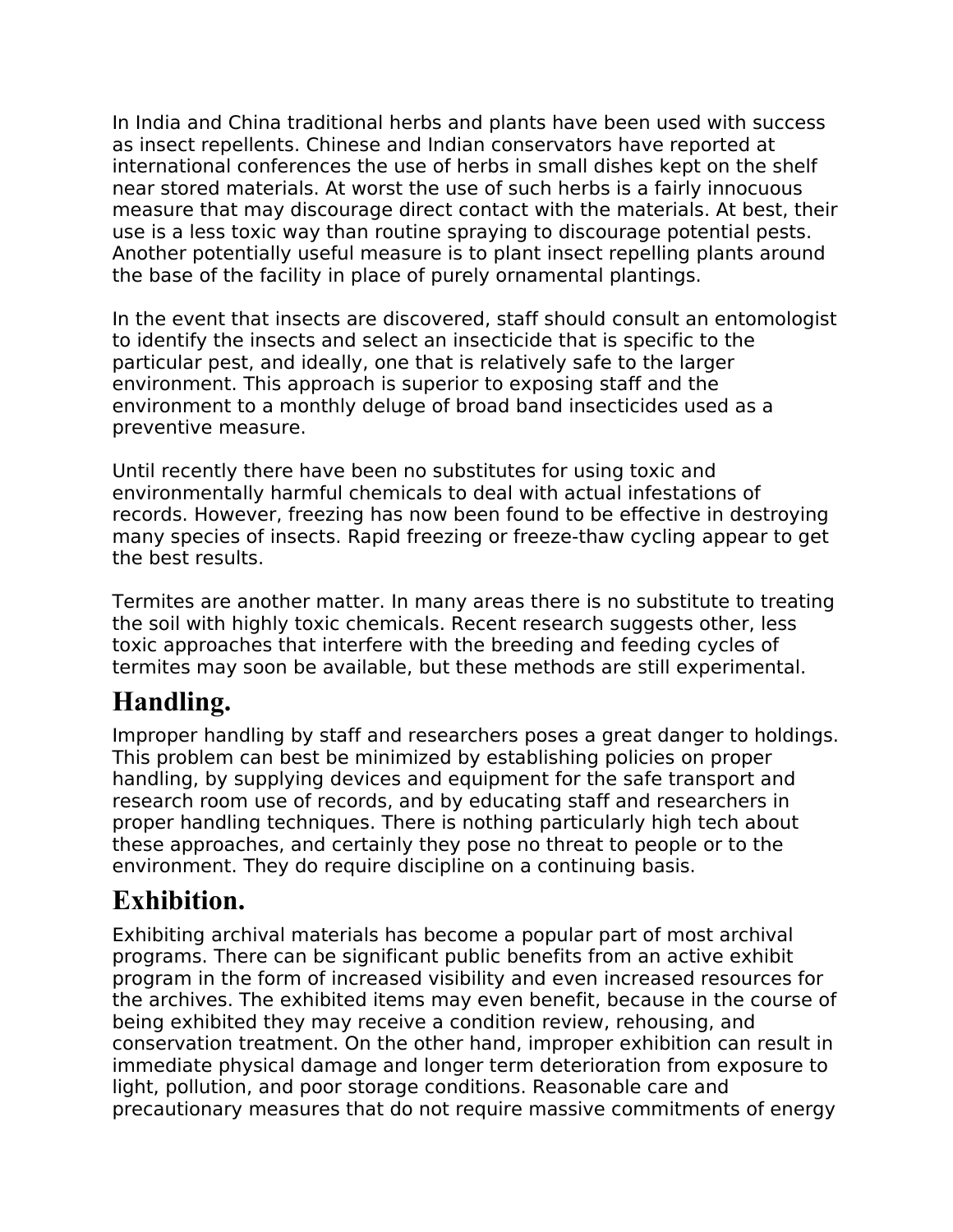In India and China traditional herbs and plants have been used with success as insect repellents. Chinese and Indian conservators have reported at international conferences the use of herbs in small dishes kept on the shelf near stored materials. At worst the use of such herbs is a fairly innocuous measure that may discourage direct contact with the materials. At best, their use is a less toxic way than routine spraying to discourage potential pests. Another potentially useful measure is to plant insect repelling plants around the base of the facility in place of purely ornamental plantings.

In the event that insects are discovered, staff should consult an entomologist to identify the insects and select an insecticide that is specific to the particular pest, and ideally, one that is relatively safe to the larger environment. This approach is superior to exposing staff and the environment to a monthly deluge of broad band insecticides used as a preventive measure.

Until recently there have been no substitutes for using toxic and environmentally harmful chemicals to deal with actual infestations of records. However, freezing has now been found to be effective in destroying many species of insects. Rapid freezing or freeze-thaw cycling appear to get the best results.

Termites are another matter. In many areas there is no substitute to treating the soil with highly toxic chemicals. Recent research suggests other, less toxic approaches that interfere with the breeding and feeding cycles of termites may soon be available, but these methods are still experimental.

## Handling.

Improper handling by staff and researchers poses a great danger to holdings. This problem can best be minimized by establishing policies on proper handling, by supplying devices and equipment for the safe transport and research room use of records, and by educating staff and researchers in proper handling techniques. There is nothing particularly high tech about these approaches, and certainly they pose no threat to people or to the environment. They do require discipline on a continuing basis.

## Exhibition.

Exhibiting archival materials has become a popular part of most archival programs. There can be significant public benefits from an active exhibit program in the form of increased visibility and even increased resources for the archives. The exhibited items may even benefit, because in the course of being exhibited they may receive a condition review, rehousing, and conservation treatment. On the other hand, improper exhibition can result in immediate physical damage and longer term deterioration from exposure to light, pollution, and poor storage conditions. Reasonable care and precautionary measures that do not require massive commitments of energy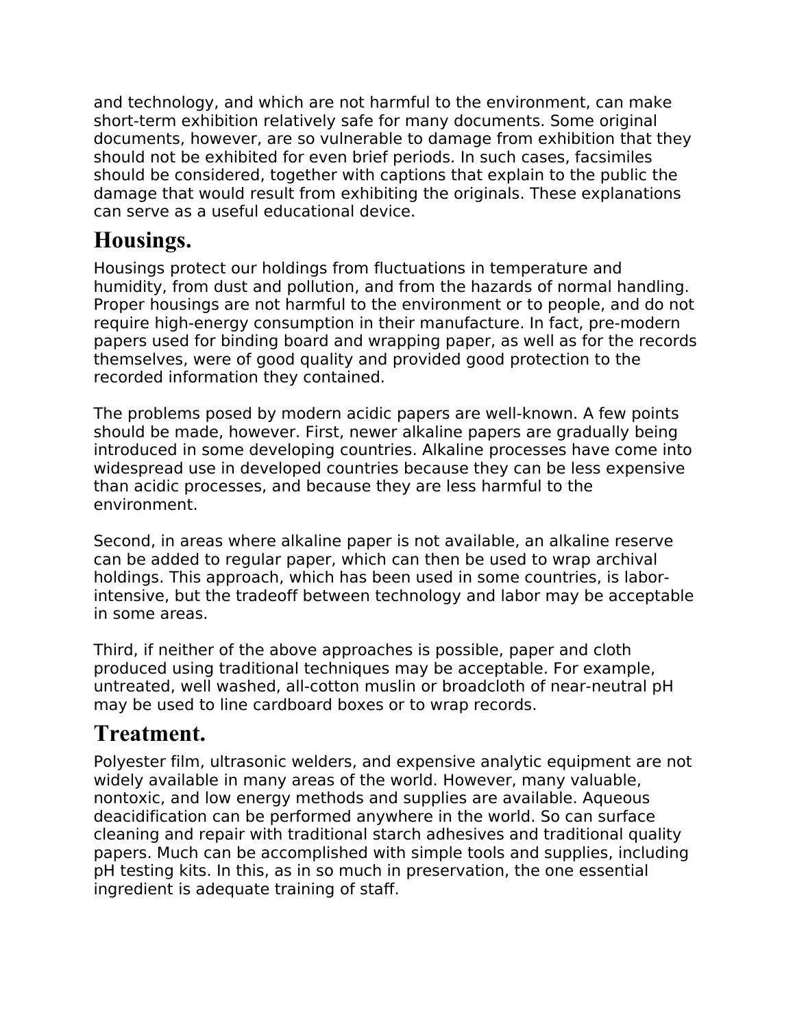and technology, and which are not harmful to the environment, can make short-term exhibition relatively safe for many documents. Some original documents, however, are so vulnerable to damage from exhibition that they should not be exhibited for even brief periods. In such cases, facsimiles should be considered, together with captions that explain to the public the damage that would result from exhibiting the originals. These explanations can serve as a useful educational device.

## Housings.

Housings protect our holdings from fluctuations in temperature and humidity, from dust and pollution, and from the hazards of normal handling. Proper housings are not harmful to the environment or to people, and do not require high-energy consumption in their manufacture. In fact, pre-modern papers used for binding board and wrapping paper, as well as for the records themselves, were of good quality and provided good protection to the recorded information they contained.

The problems posed by modern acidic papers are well-known. A few points should be made, however. First, newer alkaline papers are gradually being introduced in some developing countries. Alkaline processes have come into widespread use in developed countries because they can be less expensive than acidic processes, and because they are less harmful to the environment.

Second, in areas where alkaline paper is not available, an alkaline reserve can be added to regular paper, which can then be used to wrap archival holdings. This approach, which has been used in some countries, is labor-intensive, but the tradeoff between technology and labor may be acceptable in some areas.

Third, if neither of the above approaches is possible, paper and cloth produced using traditional techniques may be acceptable. For example, untreated, well washed, all-cotton muslin or broadcloth of near-neutral pH may be used to line cardboard boxes or to wrap records.

## Treatment.

Polyester film, ultrasonic welders, and expensive analytic equipment are not widely available in many areas of the world. However, many valuable, nontoxic, and low energy methods and supplies are available. Aqueous deacidification can be performed anywhere in the world. So can surface cleaning and repair with traditional starch adhesives and traditional quality papers. Much can be accomplished with simple tools and supplies, including pH testing kits. In this, as in so much in preservation, the one essential ingredient is adequate training of staff.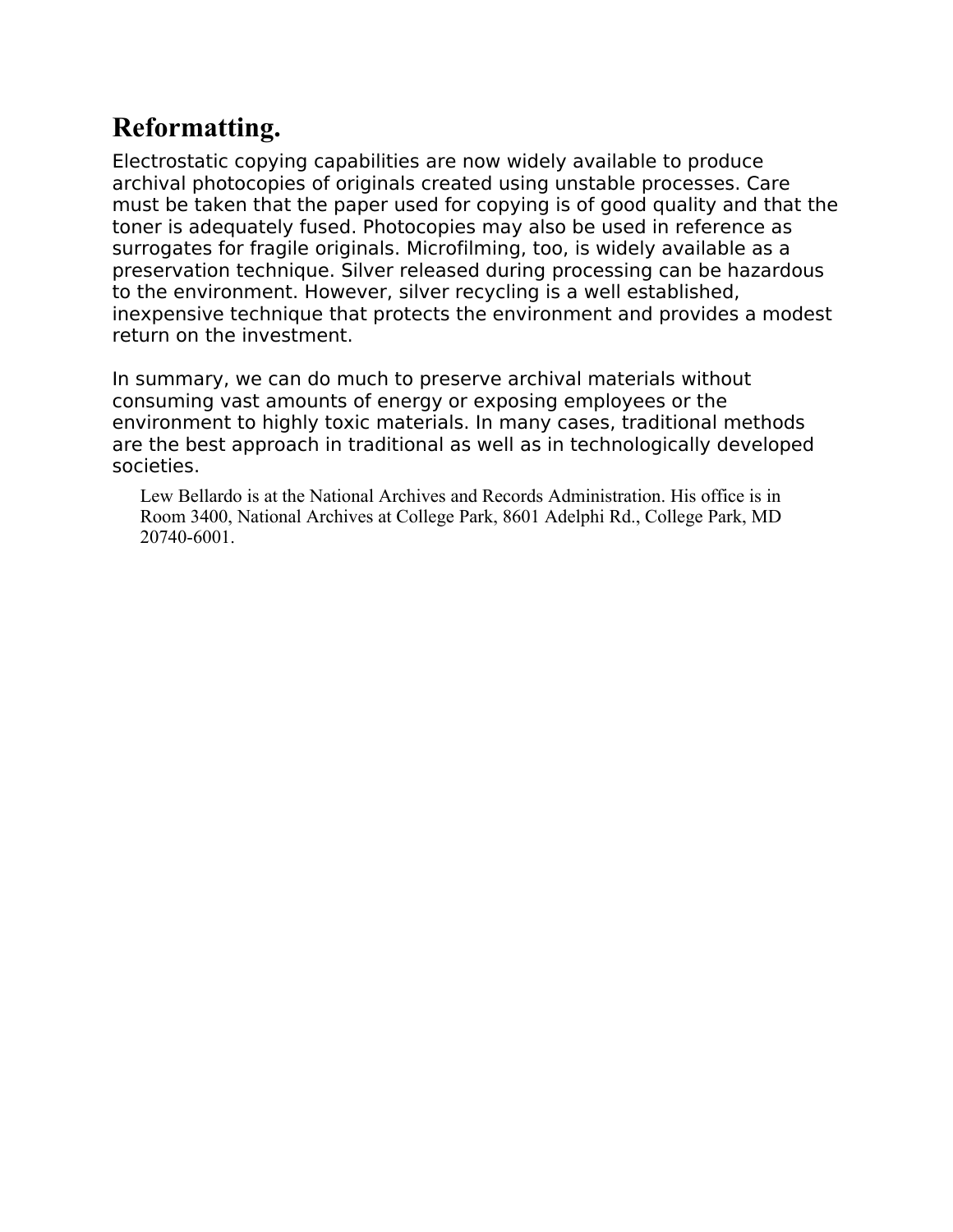## Reformatting.

Electrostatic copying capabilities are now widely available to produce archival photocopies of originals created using unstable processes. Care must be taken that the paper used for copying is of good quality and that the toner is adequately fused. Photocopies may also be used in reference as surrogates for fragile originals. Microfilming, too, is widely available as a preservation technique. Silver released during processing can be hazardous to the environment. However, silver recycling is a well established, inexpensive technique that protects the environment and provides a modest return on the investment.

In summary, we can do much to preserve archival materials without consuming vast amounts of energy or exposing employees or the environment to highly toxic materials. In many cases, traditional methods are the best approach in traditional as well as in technologically developed societies.

Lew Bellardo is at the National Archives and Records Administration. His office is in Room 3400, National Archives at College Park, 8601 Adelphi Rd., College Park, MD 20740-6001.